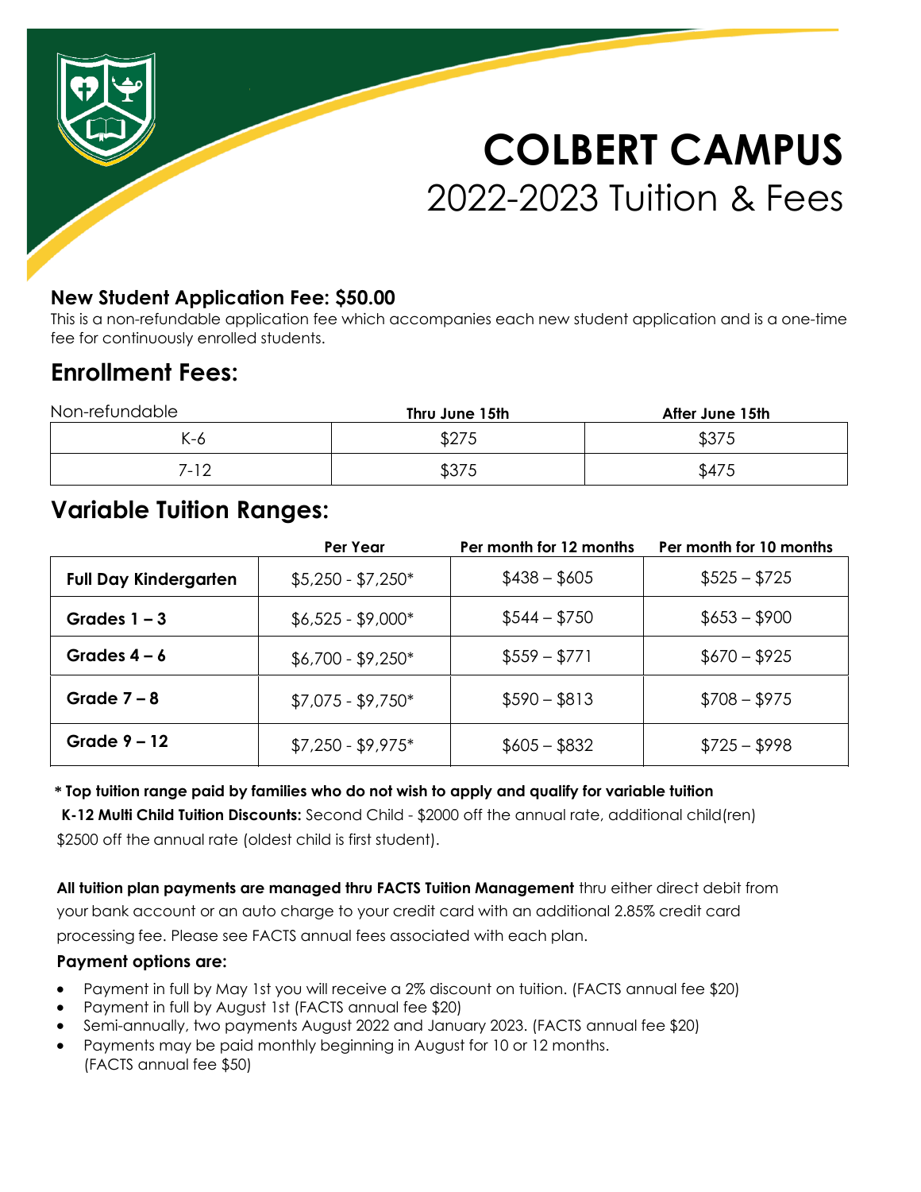# COLBERT CAMPUS

## 2022-2023 Tuition & Fees

### New Student Application Fee: $50.00

This is a non-refundable application fee which accompanies each new student application and is a one-time fee for continuously enrolled students.

## Enrollment Fees:

| Non-refundable | Thru June 15th | After June 15th |
|---|---|---|
| K-6 | $275 | $375 |
| 7-12 | $375 | $475 |

## Variable Tuition Ranges:

| | Per Year | Per month for 12 months | Per month for 10 months |
|---|---|---|---|
| **Full Day Kindergarten** | $5,250 - $7,250* | $438 – $605 | $525 – $725 |
| **Grades 1 – 3** | $6,525 - $9,000* | $544 – $750 | $653 – $900 |
| **Grades 4 – 6** | $6,700 - $9,250* | $559 – $771 | $670 – $925 |
| **Grade 7 – 8** | $7,075 - $9,750* | $590 – $813 | $708 – $975 |
| **Grade 9 – 12** | $7,250 - $9,975* | $605 – $832 | $725 – $998 |

**\* Top tuition range paid by families who do not wish to apply and qualify for variable tuition**

**K-12 Multi Child Tuition Discounts:** Second Child - $2000 off the annual rate, additional child(ren) $2500 off the annual rate (oldest child is first student).

**All tuition plan payments are managed thru FACTS Tuition Management** thru either direct debit from your bank account or an auto charge to your credit card with an additional 2.85% credit card processing fee. Please see FACTS annual fees associated with each plan.

**Payment options are:**

- Payment in full by May 1st you will receive a 2% discount on tuition. (FACTS annual fee $20)
- Payment in full by August 1st (FACTS annual fee $20)
- Semi-annually, two payments August 2022 and January 2023. (FACTS annual fee $20)
- Payments may be paid monthly beginning in August for 10 or 12 months. (FACTS annual fee $50)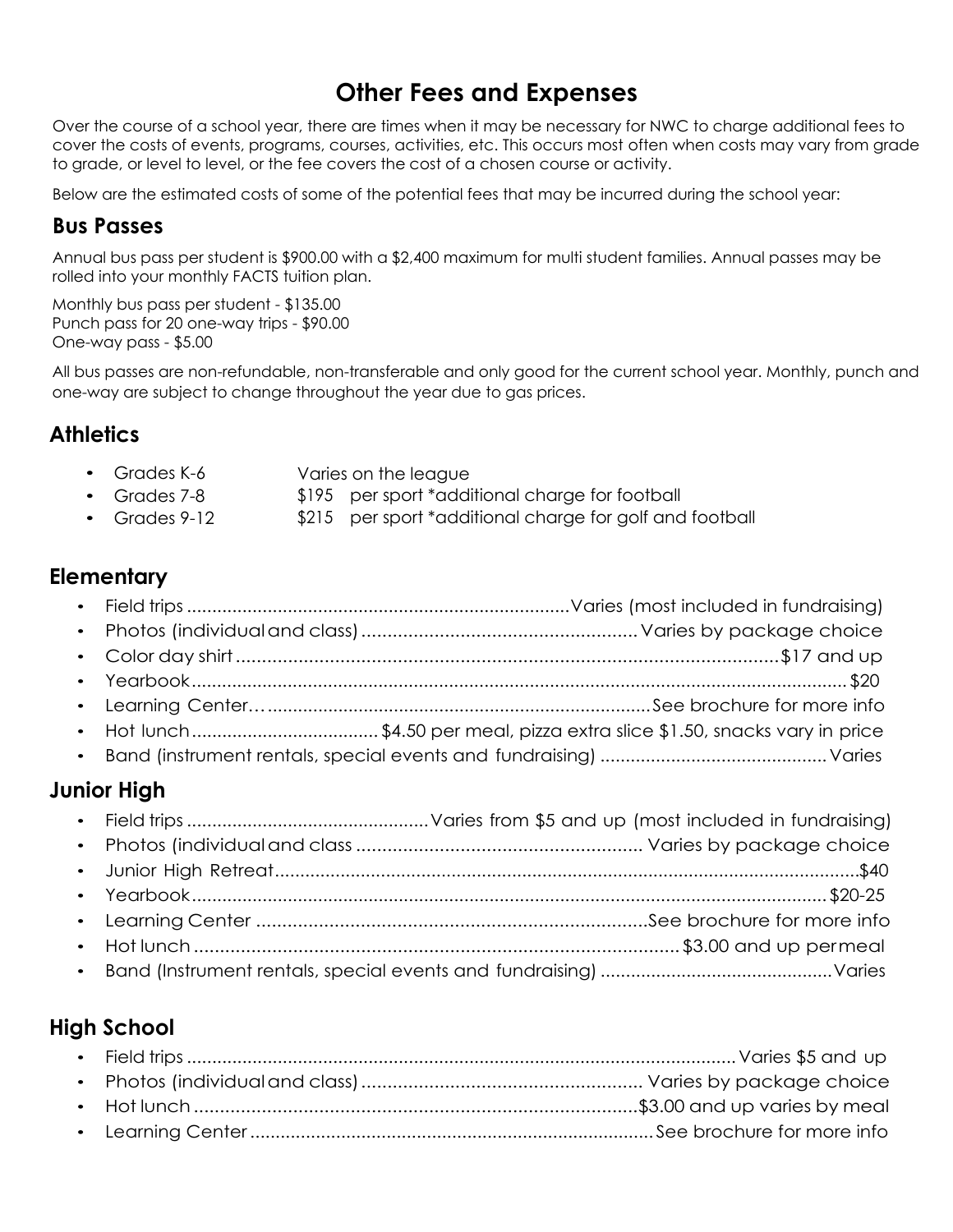# Other Fees and Expenses

Over the course of a school year, there are times when it may be necessary for NWC to charge additional fees to cover the costs of events, programs, courses, activities, etc. This occurs most often when costs may vary from grade to grade, or level to level, or the fee covers the cost of a chosen course or activity.

Below are the estimated costs of some of the potential fees that may be incurred during the school year:

## Bus Passes

Annual bus pass per student is $900.00 with a $2,400 maximum for multi student families. Annual passes may be rolled into your monthly FACTS tuition plan.

Monthly bus pass per student - $135.00
Punch pass for 20 one-way trips - $90.00
One-way pass - $5.00

All bus passes are non-refundable, non-transferable and only good for the current school year. Monthly, punch and one-way are subject to change throughout the year due to gas prices.

## Athletics

- Grades K-6 — Varies on the league
- Grades 7-8 — $195 per sport *additional charge for football
- Grades 9-12 — $215 per sport *additional charge for golf and football

## Elementary

- Field trips .......... Varies (most included in fundraising)
- Photos (individual and class) .......... Varies by package choice
- Color day shirt .......... $17 and up
- Yearbook .......... $20
- Learning Center.......... See brochure for more info
- Hot lunch .......... $4.50 per meal, pizza extra slice $1.50, snacks vary in price
- Band (instrument rentals, special events and fundraising) .......... Varies

## Junior High

- Field trips .......... Varies from $5 and up (most included in fundraising)
- Photos (individual and class .......... Varies by package choice
- Junior High Retreat.......... $40
- Yearbook .......... $20-25
- Learning Center .......... See brochure for more info
- Hot lunch .......... $3.00 and up per meal
- Band (Instrument rentals, special events and fundraising) .......... Varies

## High School

- Field trips .......... Varies $5 and up
- Photos (individual and class) .......... Varies by package choice
- Hot lunch .......... $3.00 and up varies by meal
- Learning Center .......... See brochure for more info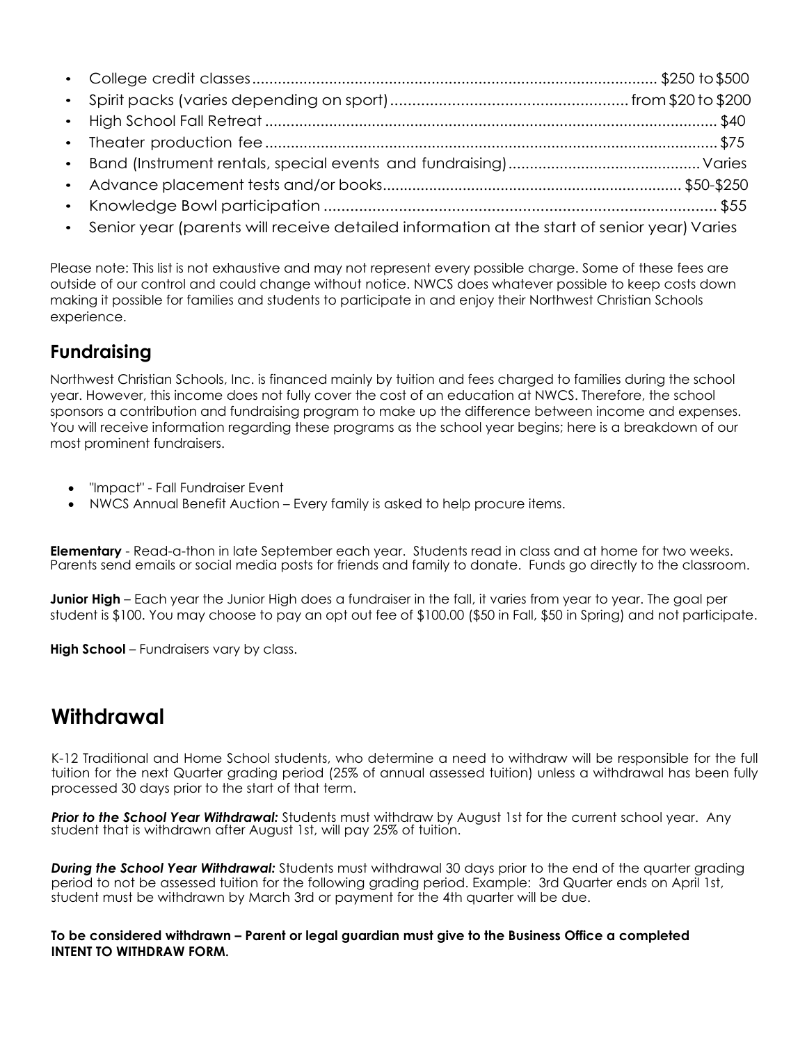- College credit classes............................................................................................... $250 to $500
- Spirit packs (varies depending on sport)...................................................... from $20 to $200
- High School Fall Retreat ........................................................................................................ $40
- Theater production fee ......................................................................................................... $75
- Band (Instrument rentals, special events and fundraising)............................................. Varies
- Advance placement tests and/or books...................................................................... $50-$250
- Knowledge Bowl participation ........................................................................................... $55
- Senior year (parents will receive detailed information at the start of senior year) Varies

Please note: This list is not exhaustive and may not represent every possible charge. Some of these fees are outside of our control and could change without notice. NWCS does whatever possible to keep costs down making it possible for families and students to participate in and enjoy their Northwest Christian Schools experience.

## Fundraising

Northwest Christian Schools, Inc. is financed mainly by tuition and fees charged to families during the school year. However, this income does not fully cover the cost of an education at NWCS. Therefore, the school sponsors a contribution and fundraising program to make up the difference between income and expenses. You will receive information regarding these programs as the school year begins; here is a breakdown of our most prominent fundraisers.

- "Impact" - Fall Fundraiser Event
- NWCS Annual Benefit Auction – Every family is asked to help procure items.

**Elementary** - Read-a-thon in late September each year. Students read in class and at home for two weeks. Parents send emails or social media posts for friends and family to donate. Funds go directly to the classroom.

**Junior High** – Each year the Junior High does a fundraiser in the fall, it varies from year to year. The goal per student is $100. You may choose to pay an opt out fee of $100.00 ($50 in Fall, $50 in Spring) and not participate.

**High School** – Fundraisers vary by class.

# Withdrawal

K-12 Traditional and Home School students, who determine a need to withdraw will be responsible for the full tuition for the next Quarter grading period (25% of annual assessed tuition) unless a withdrawal has been fully processed 30 days prior to the start of that term.

***Prior to the School Year Withdrawal:*** Students must withdraw by August 1st for the current school year. Any student that is withdrawn after August 1st, will pay 25% of tuition.

***During the School Year Withdrawal:*** Students must withdrawal 30 days prior to the end of the quarter grading period to not be assessed tuition for the following grading period. Example: 3rd Quarter ends on April 1st, student must be withdrawn by March 3rd or payment for the 4th quarter will be due.

**To be considered withdrawn – Parent or legal guardian must give to the Business Office a completed INTENT TO WITHDRAW FORM.**